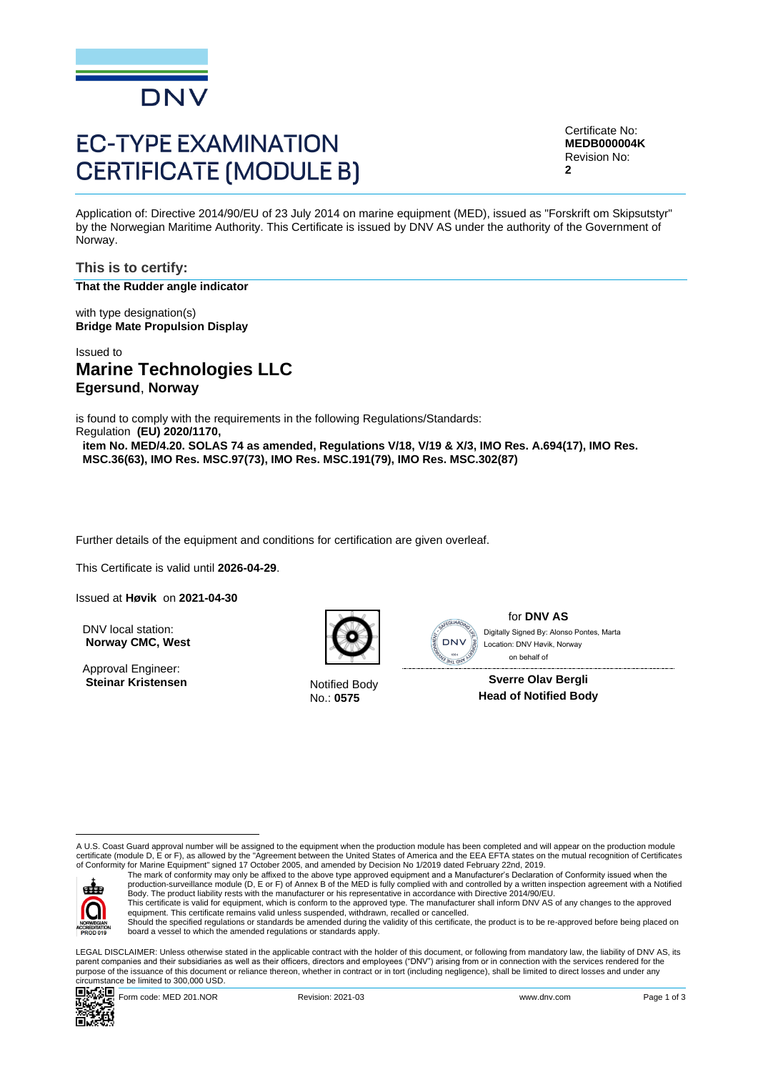DNV

# EC-TYPE EXAMINATION CERTIFICATE (MODULE B)

Certificate No:
**MEDB000004K**
Revision No:
**2**

Application of: Directive 2014/90/EU of 23 July 2014 on marine equipment (MED), issued as "Forskrift om Skipsutstyr" by the Norwegian Maritime Authority. This Certificate is issued by DNV AS under the authority of the Government of Norway.

## This is to certify:

**That the Rudder angle indicator**

with type designation(s)
**Bridge Mate Propulsion Display**

Issued to
## Marine Technologies LLC
**Egersund**, **Norway**

is found to comply with the requirements in the following Regulations/Standards:
Regulation **(EU) 2020/1170,**
**item No. MED/4.20. SOLAS 74 as amended, Regulations V/18, V/19 & X/3, IMO Res. A.694(17), IMO Res. MSC.36(63), IMO Res. MSC.97(73), IMO Res. MSC.191(79), IMO Res. MSC.302(87)**

Further details of the equipment and conditions for certification are given overleaf.

This Certificate is valid until **2026-04-29**.

Issued at **Høvik** on **2021-04-30**

DNV local station:
**Norway CMC, West**

Approval Engineer:
**Steinar Kristensen**

Notified Body
No.: **0575**

for **DNV AS**
Digitally Signed By: Alonso Pontes, Marta
Location: DNV Høvik, Norway
on behalf of

**Sverre Olav Bergli**
**Head of Notified Body**

A U.S. Coast Guard approval number will be assigned to the equipment when the production module has been completed and will appear on the production module certificate (module D, E or F), as allowed by the "Agreement between the United States of America and the EEA EFTA states on the mutual recognition of Certificates of Conformity for Marine Equipment" signed 17 October 2005, and amended by Decision No 1/2019 dated February 22nd, 2019.

The mark of conformity may only be affixed to the above type approved equipment and a Manufacturer's Declaration of Conformity issued when the production-surveillance module (D, E or F) of Annex B of the MED is fully complied with and controlled by a written inspection agreement with a Notified Body. The product liability rests with the manufacturer or his representative in accordance with Directive 2014/90/EU.
This certificate is valid for equipment, which is conform to the approved type. The manufacturer shall inform DNV AS of any changes to the approved equipment. This certificate remains valid unless suspended, withdrawn, recalled or cancelled.
Should the specified regulations or standards be amended during the validity of this certificate, the product is to be re-approved before being placed on board a vessel to which the amended regulations or standards apply.

NORWEGIAN ACCREDITATION PROD 019

LEGAL DISCLAIMER: Unless otherwise stated in the applicable contract with the holder of this document, or following from mandatory law, the liability of DNV AS, its parent companies and their subsidiaries as well as their officers, directors and employees ("DNV") arising from or in connection with the services rendered for the purpose of the issuance of this document or reliance thereon, whether in contract or in tort (including negligence), shall be limited to direct losses and under any circumstance be limited to 300,000 USD.

Form code: MED 201.NOR Revision: 2021-03 www.dnv.com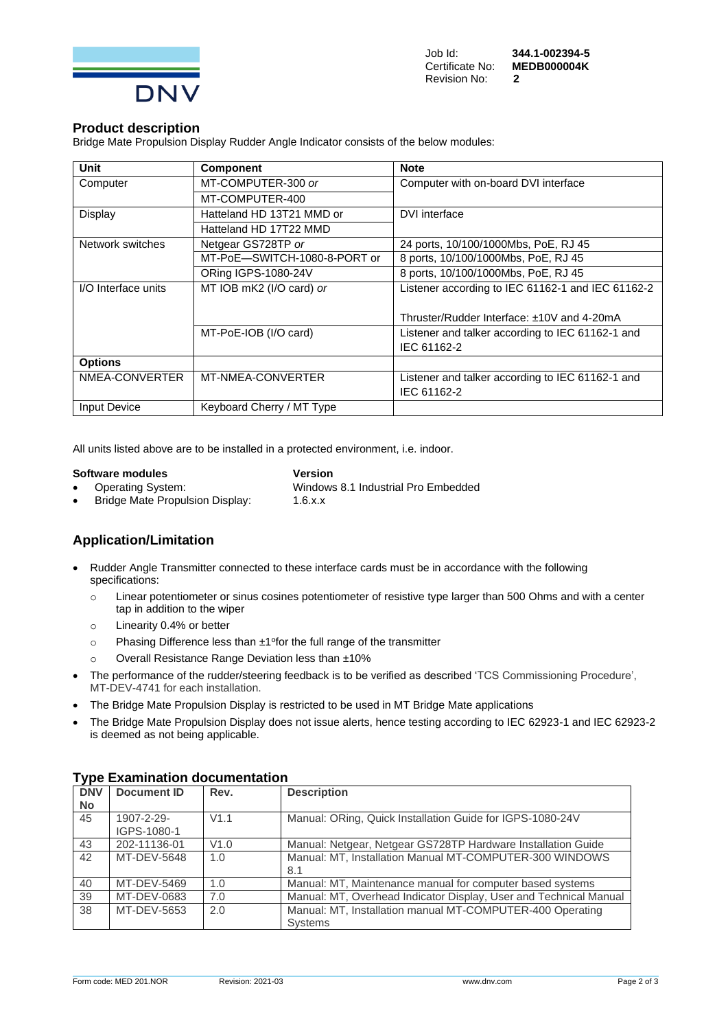Job Id: **344.1-002394-5**
Certificate No: **MEDB000004K**
Revision No: **2**

## Product description

Bridge Mate Propulsion Display Rudder Angle Indicator consists of the below modules:

| Unit | Component | Note |
|---|---|---|
| Computer | MT-COMPUTER-300 *or* | Computer with on-board DVI interface |
| | MT-COMPUTER-400 | |
| Display | Hatteland HD 13T21 MMD or | DVI interface |
| | Hatteland HD 17T22 MMD | |
| Network switches | Netgear GS728TP *or* | 24 ports, 10/100/1000Mbs, PoE, RJ 45 |
| | MT-PoE—SWITCH-1080-8-PORT or | 8 ports, 10/100/1000Mbs, PoE, RJ 45 |
| | ORing IGPS-1080-24V | 8 ports, 10/100/1000Mbs, PoE, RJ 45 |
| I/O Interface units | MT IOB mK2 (I/O card) *or* | Listener according to IEC 61162-1 and IEC 61162-2<br><br>Thruster/Rudder Interface: ±10V and 4-20mA |
| | MT-PoE-IOB (I/O card) | Listener and talker according to IEC 61162-1 and IEC 61162-2 |
| **Options** | | |
| NMEA-CONVERTER | MT-NMEA-CONVERTER | Listener and talker according to IEC 61162-1 and IEC 61162-2 |
| Input Device | Keyboard Cherry / MT Type | |

All units listed above are to be installed in a protected environment, i.e. indoor.

| **Software modules** | **Version** |
|---|---|
| • Operating System: | Windows 8.1 Industrial Pro Embedded |
| • Bridge Mate Propulsion Display: | 1.6.x.x |

## Application/Limitation

- Rudder Angle Transmitter connected to these interface cards must be in accordance with the following specifications:
  - Linear potentiometer or sinus cosines potentiometer of resistive type larger than 500 Ohms and with a center tap in addition to the wiper
  - Linearity 0.4% or better
  - Phasing Difference less than ±1ºfor the full range of the transmitter
  - Overall Resistance Range Deviation less than ±10%
- The performance of the rudder/steering feedback is to be verified as described 'TCS Commissioning Procedure', MT-DEV-4741 for each installation.
- The Bridge Mate Propulsion Display is restricted to be used in MT Bridge Mate applications
- The Bridge Mate Propulsion Display does not issue alerts, hence testing according to IEC 62923-1 and IEC 62923-2 is deemed as not being applicable.

## Type Examination documentation

| DNV No | Document ID | Rev. | Description |
|---|---|---|---|
| 45 | 1907-2-29-IGPS-1080-1 | V1.1 | Manual: ORing, Quick Installation Guide for IGPS-1080-24V |
| 43 | 202-11136-01 | V1.0 | Manual: Netgear, Netgear GS728TP Hardware Installation Guide |
| 42 | MT-DEV-5648 | 1.0 | Manual: MT, Installation Manual MT-COMPUTER-300 WINDOWS 8.1 |
| 40 | MT-DEV-5469 | 1.0 | Manual: MT, Maintenance manual for computer based systems |
| 39 | MT-DEV-0683 | 7.0 | Manual: MT, Overhead Indicator Display, User and Technical Manual |
| 38 | MT-DEV-5653 | 2.0 | Manual: MT, Installation manual MT-COMPUTER-400 Operating Systems |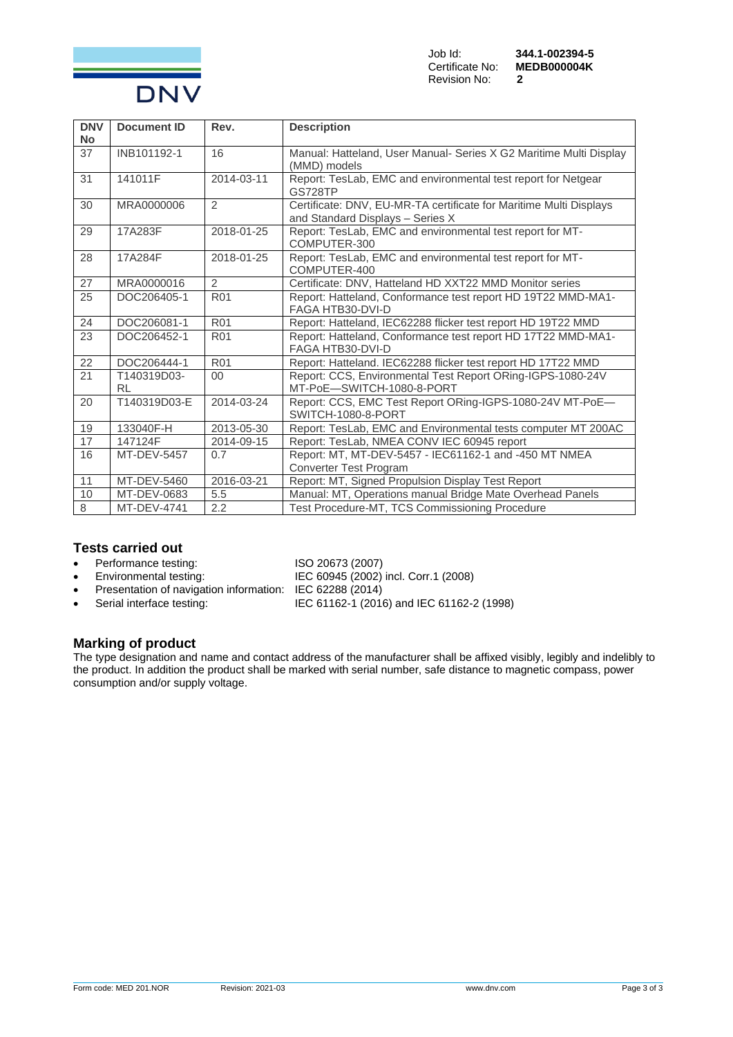Job Id: **344.1-002394-5**
Certificate No: **MEDB000004K**
Revision No: **2**

| DNV No | Document ID | Rev. | Description |
|---|---|---|---|
| 37 | INB101192-1 | 16 | Manual: Hatteland, User Manual- Series X G2 Maritime Multi Display (MMD) models |
| 31 | 141011F | 2014-03-11 | Report: TesLab, EMC and environmental test report for Netgear GS728TP |
| 30 | MRA0000006 | 2 | Certificate: DNV, EU-MR-TA certificate for Maritime Multi Displays and Standard Displays – Series X |
| 29 | 17A283F | 2018-01-25 | Report: TesLab, EMC and environmental test report for MT-COMPUTER-300 |
| 28 | 17A284F | 2018-01-25 | Report: TesLab, EMC and environmental test report for MT-COMPUTER-400 |
| 27 | MRA0000016 | 2 | Certificate: DNV, Hatteland HD XXT22 MMD Monitor series |
| 25 | DOC206405-1 | R01 | Report: Hatteland, Conformance test report HD 19T22 MMD-MA1-FAGA HTB30-DVI-D |
| 24 | DOC206081-1 | R01 | Report: Hatteland, IEC62288 flicker test report HD 19T22 MMD |
| 23 | DOC206452-1 | R01 | Report: Hatteland, Conformance test report HD 17T22 MMD-MA1-FAGA HTB30-DVI-D |
| 22 | DOC206444-1 | R01 | Report: Hatteland. IEC62288 flicker test report HD 17T22 MMD |
| 21 | T140319D03-RL | 00 | Report: CCS, Environmental Test Report ORing-IGPS-1080-24V MT-PoE—SWITCH-1080-8-PORT |
| 20 | T140319D03-E | 2014-03-24 | Report: CCS, EMC Test Report ORing-IGPS-1080-24V MT-PoE—SWITCH-1080-8-PORT |
| 19 | 133040F-H | 2013-05-30 | Report: TesLab, EMC and Environmental tests computer MT 200AC |
| 17 | 147124F | 2014-09-15 | Report: TesLab, NMEA CONV IEC 60945 report |
| 16 | MT-DEV-5457 | 0.7 | Report: MT, MT-DEV-5457 - IEC61162-1 and -450 MT NMEA Converter Test Program |
| 11 | MT-DEV-5460 | 2016-03-21 | Report: MT, Signed Propulsion Display Test Report |
| 10 | MT-DEV-0683 | 5.5 | Manual: MT, Operations manual Bridge Mate Overhead Panels |
| 8 | MT-DEV-4741 | 2.2 | Test Procedure-MT, TCS Commissioning Procedure |

## Tests carried out

- Performance testing: ISO 20673 (2007)
- Environmental testing: IEC 60945 (2002) incl. Corr.1 (2008)
- Presentation of navigation information: IEC 62288 (2014)
- Serial interface testing: IEC 61162-1 (2016) and IEC 61162-2 (1998)

## Marking of product

The type designation and name and contact address of the manufacturer shall be affixed visibly, legibly and indelibly to the product. In addition the product shall be marked with serial number, safe distance to magnetic compass, power consumption and/or supply voltage.